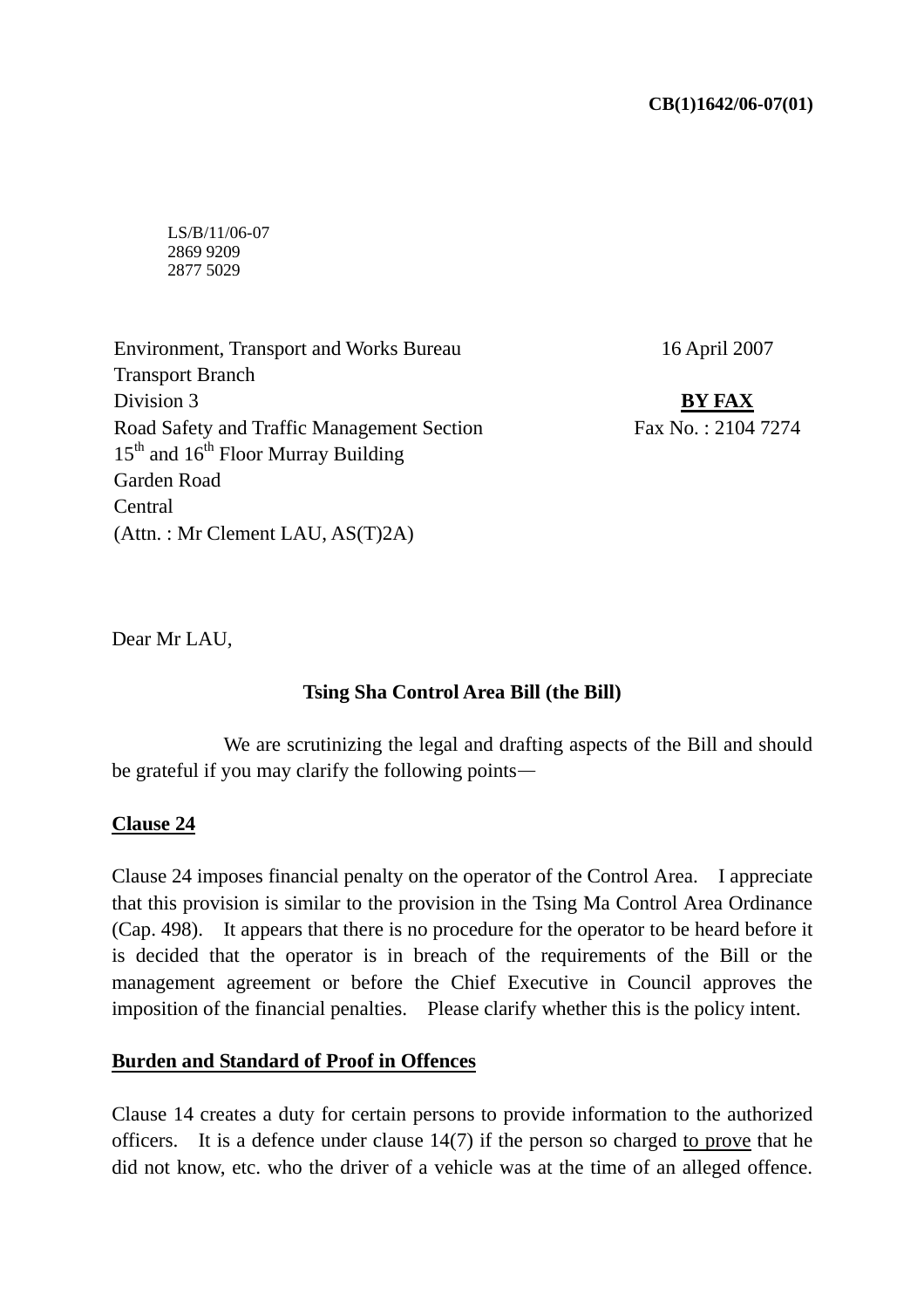**CB(1)1642/06-07(01)**

LS/B/11/06-07
2869 9209
2877 5029

Environment, Transport and Works Bureau
Transport Branch
Division 3
Road Safety and Traffic Management Section
15th and 16th Floor Murray Building
Garden Road
Central
(Attn. : Mr Clement LAU, AS(T)2A)

16 April 2007

**BY FAX**
Fax No. : 2104 7274

Dear Mr LAU,

**Tsing Sha Control Area Bill (the Bill)**

We are scrutinizing the legal and drafting aspects of the Bill and should be grateful if you may clarify the following points—

**Clause 24**

Clause 24 imposes financial penalty on the operator of the Control Area. I appreciate that this provision is similar to the provision in the Tsing Ma Control Area Ordinance (Cap. 498). It appears that there is no procedure for the operator to be heard before it is decided that the operator is in breach of the requirements of the Bill or the management agreement or before the Chief Executive in Council approves the imposition of the financial penalties. Please clarify whether this is the policy intent.

**Burden and Standard of Proof in Offences**

Clause 14 creates a duty for certain persons to provide information to the authorized officers. It is a defence under clause 14(7) if the person so charged to prove that he did not know, etc. who the driver of a vehicle was at the time of an alleged offence.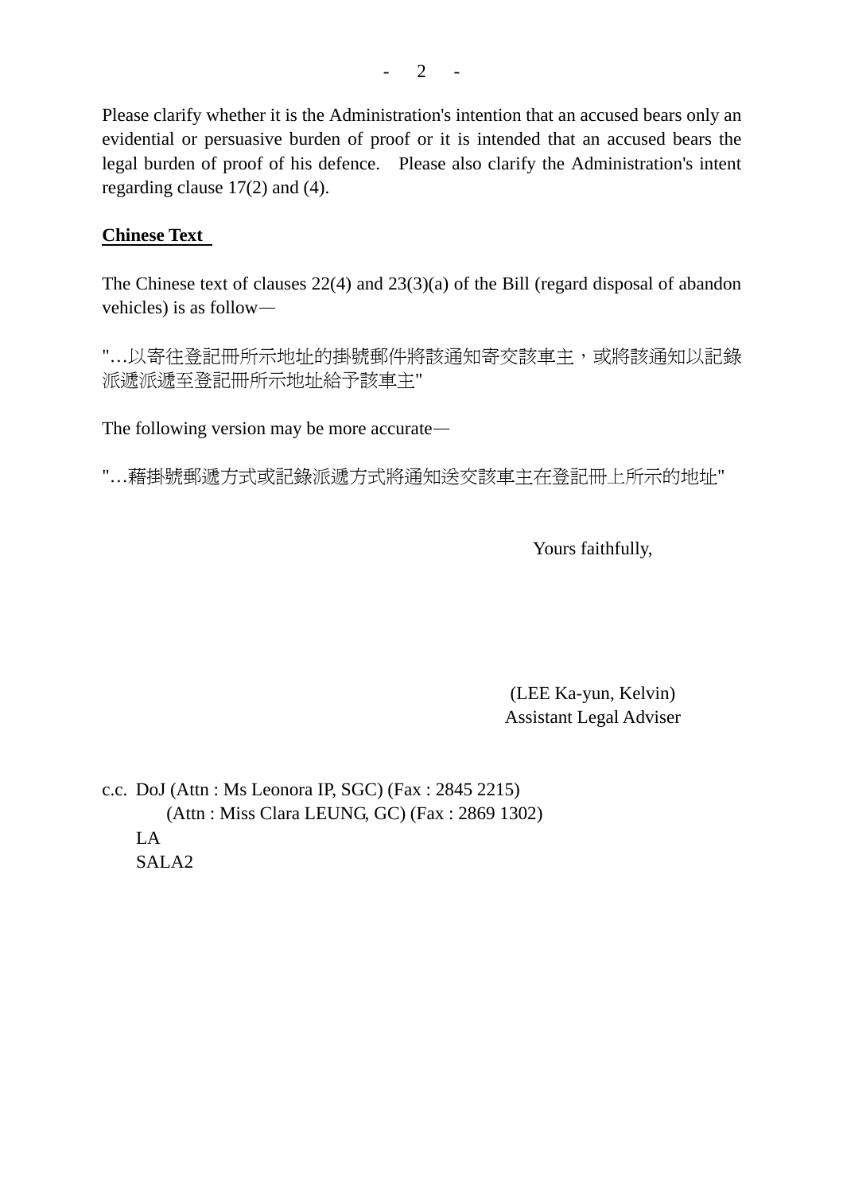Please clarify whether it is the Administration's intention that an accused bears only an evidential or persuasive burden of proof or it is intended that an accused bears the legal burden of proof of his defence.  Please also clarify the Administration's intent regarding clause 17(2) and (4).

**Chinese Text**

The Chinese text of clauses 22(4) and 23(3)(a) of the Bill (regard disposal of abandon vehicles) is as follow—

"…以寄往登記冊所示地址的掛號郵件將該通知寄交該車主，或將該通知以記錄派遞派遞至登記冊所示地址給予該車主"

The following version may be more accurate—

"…藉掛號郵遞方式或記錄派遞方式將通知送交該車主在登記冊上所示的地址"

Yours faithfully,

(LEE Ka-yun, Kelvin)
Assistant Legal Adviser

c.c. DoJ (Attn : Ms Leonora IP, SGC) (Fax : 2845 2215)
(Attn : Miss Clara LEUNG, GC) (Fax : 2869 1302)
LA
SALA2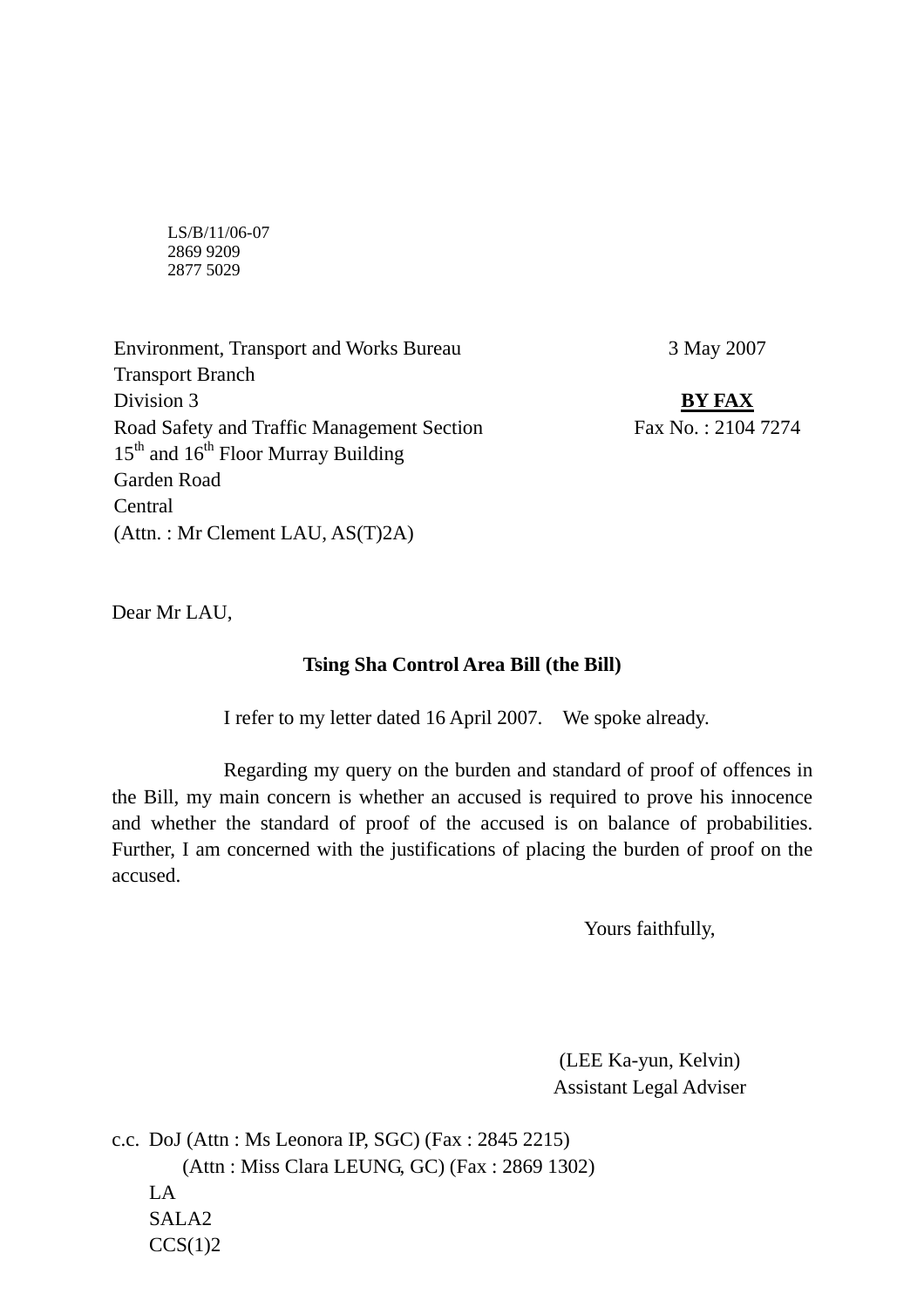LS/B/11/06-07
2869 9209
2877 5029

Environment, Transport and Works Bureau
Transport Branch
Division 3
Road Safety and Traffic Management Section
15th and 16th Floor Murray Building
Garden Road
Central
(Attn. : Mr Clement LAU, AS(T)2A)

3 May 2007

**BY FAX**
Fax No. : 2104 7274

Dear Mr LAU,

**Tsing Sha Control Area Bill (the Bill)**

I refer to my letter dated 16 April 2007. We spoke already.

Regarding my query on the burden and standard of proof of offences in the Bill, my main concern is whether an accused is required to prove his innocence and whether the standard of proof of the accused is on balance of probabilities. Further, I am concerned with the justifications of placing the burden of proof on the accused.

Yours faithfully,

(LEE Ka-yun, Kelvin)
Assistant Legal Adviser

c.c. DoJ (Attn : Ms Leonora IP, SGC) (Fax : 2845 2215)
(Attn : Miss Clara LEUNG, GC) (Fax : 2869 1302)
LA
SALA2
CCS(1)2